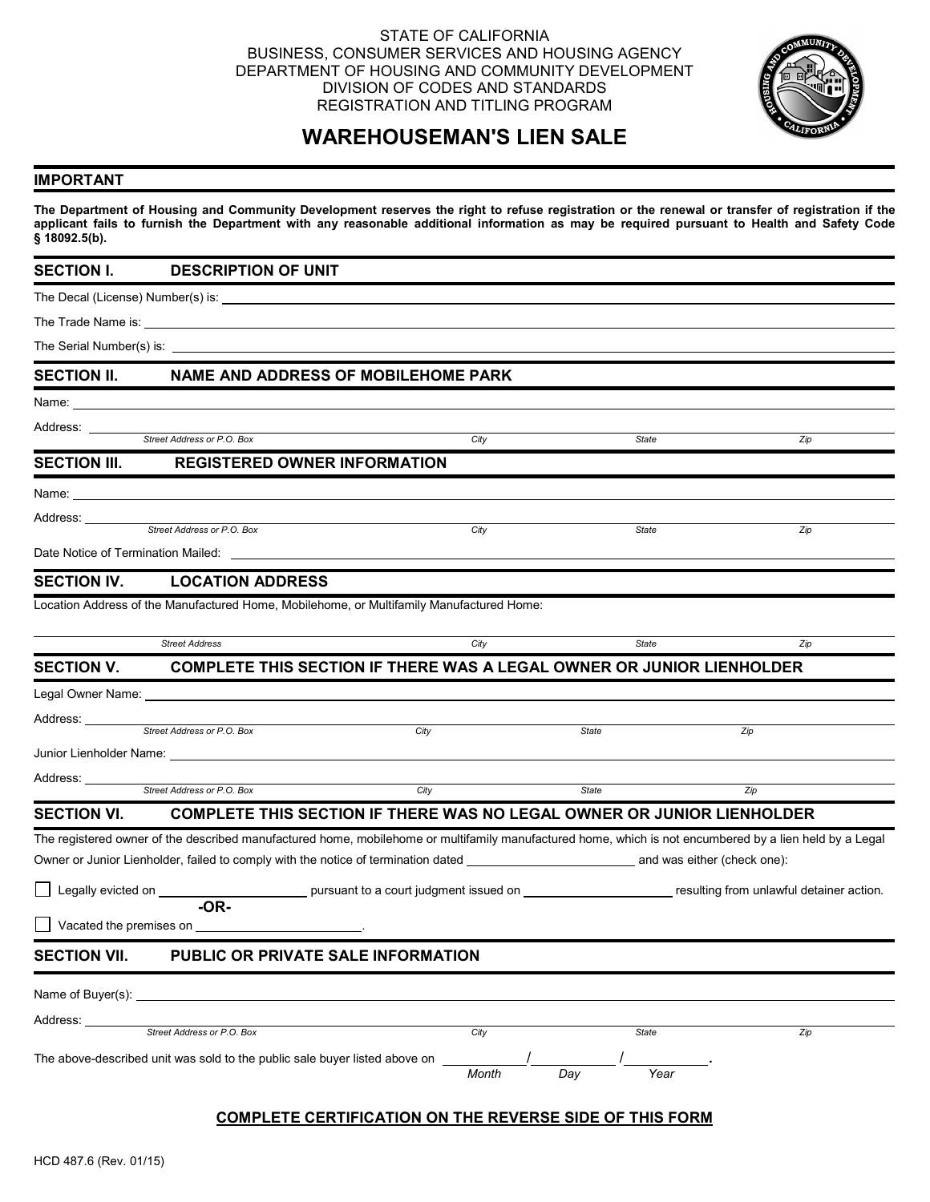STATE OF CALIFORNIA
BUSINESS, CONSUMER SERVICES AND HOUSING AGENCY
DEPARTMENT OF HOUSING AND COMMUNITY DEVELOPMENT
DIVISION OF CODES AND STANDARDS
REGISTRATION AND TITLING PROGRAM

# WAREHOUSEMAN'S LIEN SALE

## IMPORTANT

**The Department of Housing and Community Development reserves the right to refuse registration or the renewal or transfer of registration if the applicant fails to furnish the Department with any reasonable additional information as may be required pursuant to Health and Safety Code § 18092.5(b).**

## SECTION I. DESCRIPTION OF UNIT

The Decal (License) Number(s) is: ______________________________

The Trade Name is: ______________________________

The Serial Number(s) is: ______________________________

## SECTION II. NAME AND ADDRESS OF MOBILEHOME PARK

Name: ______________________________

Address: ______________________________
*Street Address or P.O. Box* | *City* | *State* | *Zip*

## SECTION III. REGISTERED OWNER INFORMATION

Name: ______________________________

Address: ______________________________
*Street Address or P.O. Box* | *City* | *State* | *Zip*

Date Notice of Termination Mailed: ______________________________

## SECTION IV. LOCATION ADDRESS

Location Address of the Manufactured Home, Mobilehome, or Multifamily Manufactured Home:

______________________________
*Street Address* | *City* | *State* | *Zip*

## SECTION V. COMPLETE THIS SECTION IF THERE WAS A LEGAL OWNER OR JUNIOR LIENHOLDER

Legal Owner Name: ______________________________

Address: ______________________________
*Street Address or P.O. Box* | *City* | *State* | *Zip*

Junior Lienholder Name: ______________________________

Address: ______________________________
*Street Address or P.O. Box* | *City* | *State* | *Zip*

## SECTION VI. COMPLETE THIS SECTION IF THERE WAS NO LEGAL OWNER OR JUNIOR LIENHOLDER

The registered owner of the described manufactured home, mobilehome or multifamily manufactured home, which is not encumbered by a lien held by a Legal Owner or Junior Lienholder, failed to comply with the notice of termination dated ______________ and was either (check one):

☐ Legally evicted on ______________ pursuant to a court judgment issued on ______________ resulting from unlawful detainer action.

**-OR-**

☐ Vacated the premises on ______________.

## SECTION VII. PUBLIC OR PRIVATE SALE INFORMATION

Name of Buyer(s): ______________________________

Address: ______________________________
*Street Address or P.O. Box* | *City* | *State* | *Zip*

The above-described unit was sold to the public sale buyer listed above on ______ / ______ / ______.
*Month* | *Day* | *Year*

**COMPLETE CERTIFICATION ON THE REVERSE SIDE OF THIS FORM**

HCD 487.6 (Rev. 01/15)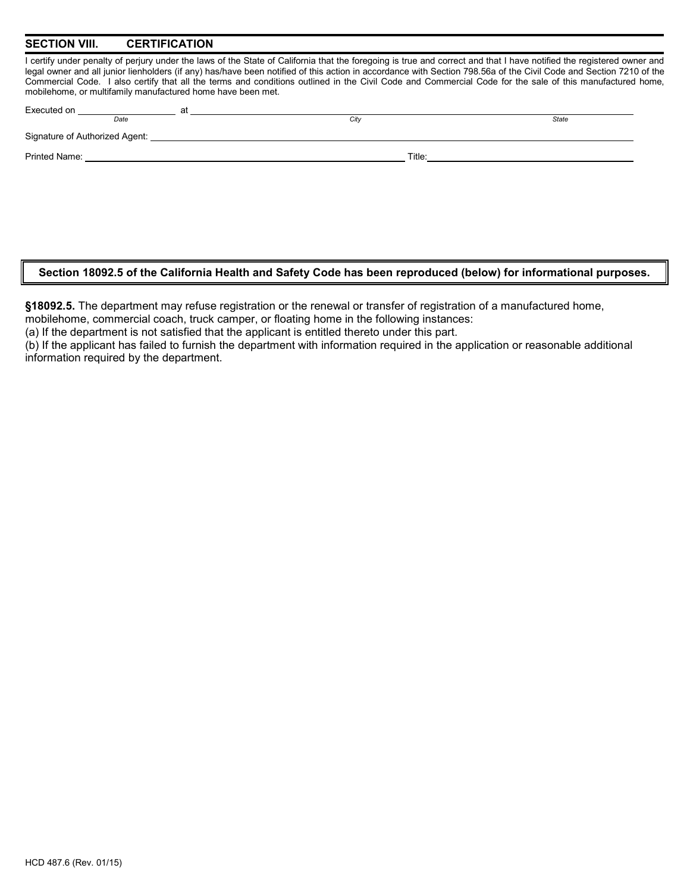## SECTION VIII. CERTIFICATION

I certify under penalty of perjury under the laws of the State of California that the foregoing is true and correct and that I have notified the registered owner and legal owner and all junior lienholders (if any) has/have been notified of this action in accordance with Section 798.56a of the Civil Code and Section 7210 of the Commercial Code. I also certify that all the terms and conditions outlined in the Civil Code and Commercial Code for the sale of this manufactured home, mobilehome, or multifamily manufactured home have been met.

Executed on ____________________ at ______________________________________________________________________
*Date* *City* *State*

Signature of Authorized Agent: ______________________________________________________________________

Printed Name: ____________________________________________ Title: ____________________________________

**Section 18092.5 of the California Health and Safety Code has been reproduced (below) for informational purposes.**

**§18092.5.** The department may refuse registration or the renewal or transfer of registration of a manufactured home, mobilehome, commercial coach, truck camper, or floating home in the following instances:
(a) If the department is not satisfied that the applicant is entitled thereto under this part.
(b) If the applicant has failed to furnish the department with information required in the application or reasonable additional information required by the department.

HCD 487.6 (Rev. 01/15)